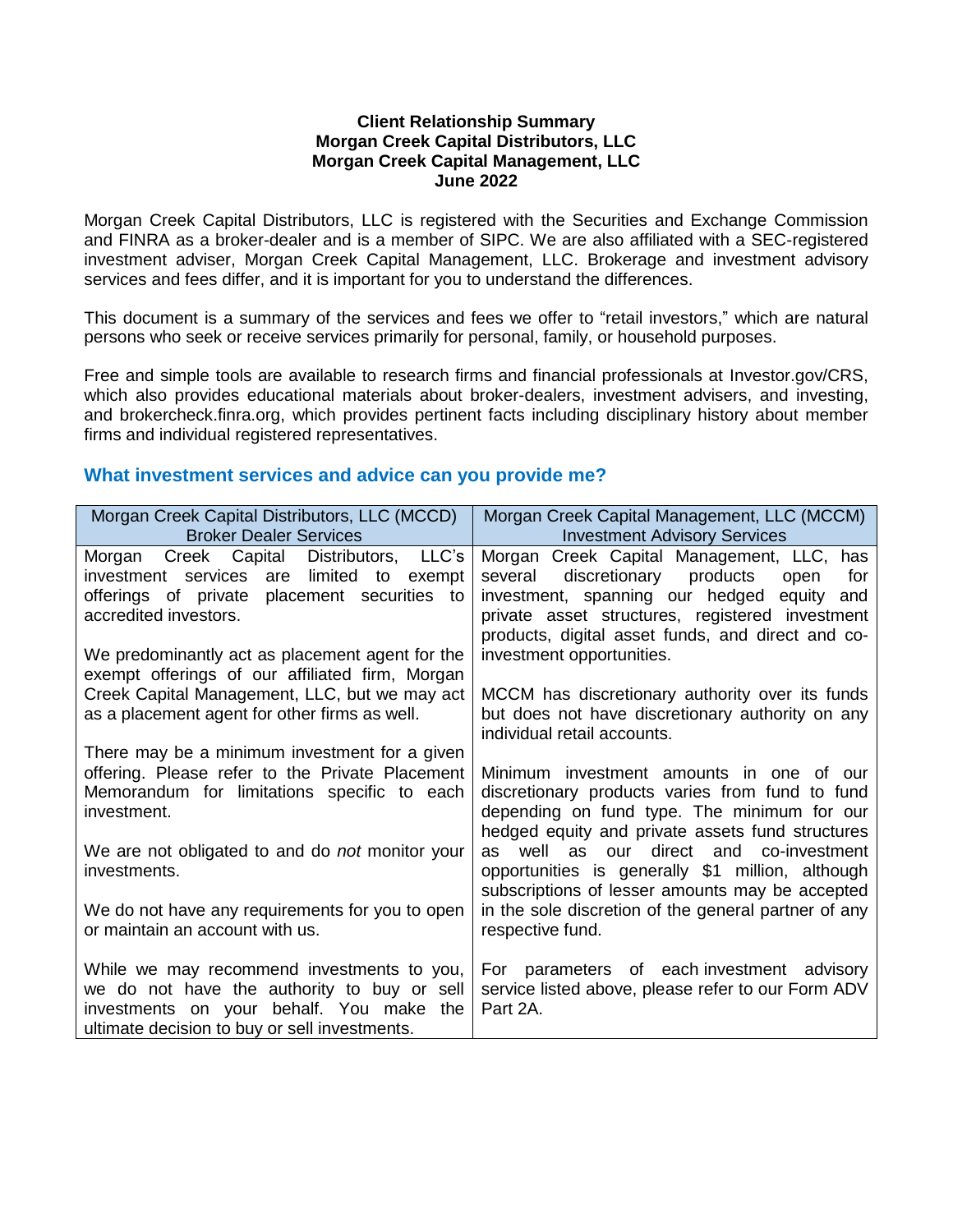**Client Relationship Summary**
**Morgan Creek Capital Distributors, LLC**
**Morgan Creek Capital Management, LLC**
**June 2022**

Morgan Creek Capital Distributors, LLC is registered with the Securities and Exchange Commission and FINRA as a broker-dealer and is a member of SIPC. We are also affiliated with a SEC-registered investment adviser, Morgan Creek Capital Management, LLC. Brokerage and investment advisory services and fees differ, and it is important for you to understand the differences.

This document is a summary of the services and fees we offer to "retail investors," which are natural persons who seek or receive services primarily for personal, family, or household purposes.

Free and simple tools are available to research firms and financial professionals at Investor.gov/CRS, which also provides educational materials about broker-dealers, investment advisers, and investing, and brokercheck.finra.org, which provides pertinent facts including disciplinary history about member firms and individual registered representatives.

## What investment services and advice can you provide me?

| Morgan Creek Capital Distributors, LLC (MCCD) Broker Dealer Services | Morgan Creek Capital Management, LLC (MCCM) Investment Advisory Services |
|---|---|
| Morgan Creek Capital Distributors, LLC's investment services are limited to exempt offerings of private placement securities to accredited investors.<br><br>We predominantly act as placement agent for the exempt offerings of our affiliated firm, Morgan Creek Capital Management, LLC, but we may act as a placement agent for other firms as well.<br><br>There may be a minimum investment for a given offering. Please refer to the Private Placement Memorandum for limitations specific to each investment.<br><br>We are not obligated to and do *not* monitor your investments.<br><br>We do not have any requirements for you to open or maintain an account with us.<br><br>While we may recommend investments to you, we do not have the authority to buy or sell investments on your behalf. You make the ultimate decision to buy or sell investments. | Morgan Creek Capital Management, LLC, has several discretionary products open for investment, spanning our hedged equity and private asset structures, registered investment products, digital asset funds, and direct and co-investment opportunities.<br><br>MCCM has discretionary authority over its funds but does not have discretionary authority on any individual retail accounts.<br><br>Minimum investment amounts in one of our discretionary products varies from fund to fund depending on fund type. The minimum for our hedged equity and private assets fund structures as well as our direct and co-investment opportunities is generally $1 million, although subscriptions of lesser amounts may be accepted in the sole discretion of the general partner of any respective fund.<br><br>For parameters of each investment advisory service listed above, please refer to our Form ADV Part 2A. |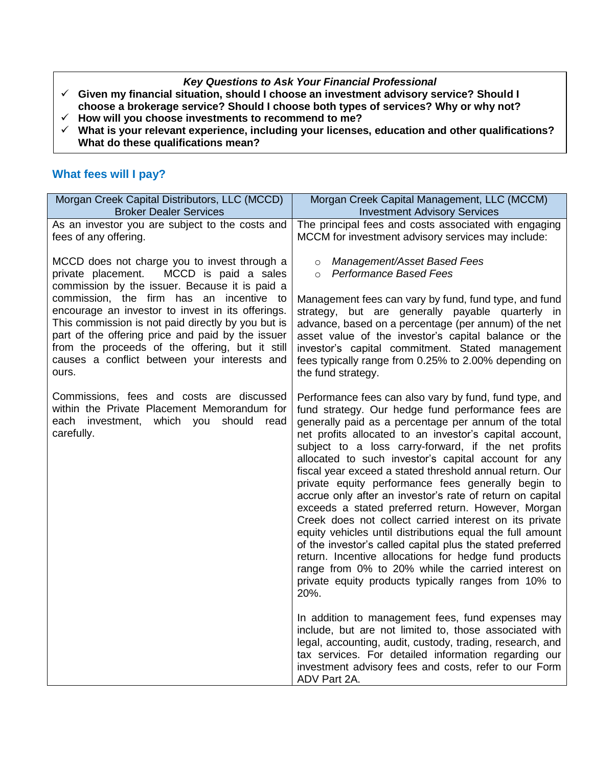***Key Questions to Ask Your Financial Professional***

- ✓ **Given my financial situation, should I choose an investment advisory service? Should I choose a brokerage service? Should I choose both types of services? Why or why not?**
- ✓ **How will you choose investments to recommend to me?**
- ✓ **What is your relevant experience, including your licenses, education and other qualifications? What do these qualifications mean?**

## What fees will I pay?

| Morgan Creek Capital Distributors, LLC (MCCD) Broker Dealer Services | Morgan Creek Capital Management, LLC (MCCM) Investment Advisory Services |
|---|---|
| As an investor you are subject to the costs and fees of any offering.<br><br>MCCD does not charge you to invest through a private placement. MCCD is paid a sales commission by the issuer. Because it is paid a commission, the firm has an incentive to encourage an investor to invest in its offerings. This commission is not paid directly by you but is part of the offering price and paid by the issuer from the proceeds of the offering, but it still causes a conflict between your interests and ours.<br><br>Commissions, fees and costs are discussed within the Private Placement Memorandum for each investment, which you should read carefully. | The principal fees and costs associated with engaging MCCM for investment advisory services may include:<br><br>○ *Management/Asset Based Fees*<br>○ *Performance Based Fees*<br><br>Management fees can vary by fund, fund type, and fund strategy, but are generally payable quarterly in advance, based on a percentage (per annum) of the net asset value of the investor's capital balance or the investor's capital commitment. Stated management fees typically range from 0.25% to 2.00% depending on the fund strategy.<br><br>Performance fees can also vary by fund, fund type, and fund strategy. Our hedge fund performance fees are generally paid as a percentage per annum of the total net profits allocated to an investor's capital account, subject to a loss carry-forward, if the net profits allocated to such investor's capital account for any fiscal year exceed a stated threshold annual return. Our private equity performance fees generally begin to accrue only after an investor's rate of return on capital exceeds a stated preferred return. However, Morgan Creek does not collect carried interest on its private equity vehicles until distributions equal the full amount of the investor's called capital plus the stated preferred return. Incentive allocations for hedge fund products range from 0% to 20% while the carried interest on private equity products typically ranges from 10% to 20%.<br><br>In addition to management fees, fund expenses may include, but are not limited to, those associated with legal, accounting, audit, custody, trading, research, and tax services. For detailed information regarding our investment advisory fees and costs, refer to our Form ADV Part 2A. |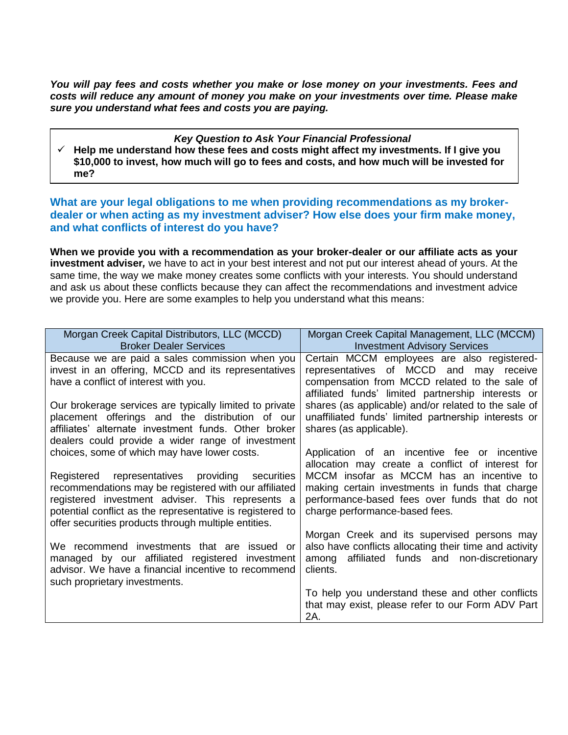***You will pay fees and costs whether you make or lose money on your investments. Fees and costs will reduce any amount of money you make on your investments over time. Please make sure you understand what fees and costs you are paying.***

> ***Key Question to Ask Your Financial Professional***
>
> ✓ **Help me understand how these fees and costs might affect my investments. If I give you $10,000 to invest, how much will go to fees and costs, and how much will be invested for me?**

## What are your legal obligations to me when providing recommendations as my broker-dealer or when acting as my investment adviser? How else does your firm make money, and what conflicts of interest do you have?

**When we provide you with a recommendation as your broker-dealer or our affiliate acts as your investment adviser*,*** we have to act in your best interest and not put our interest ahead of yours. At the same time, the way we make money creates some conflicts with your interests. You should understand and ask us about these conflicts because they can affect the recommendations and investment advice we provide you. Here are some examples to help you understand what this means:

| Morgan Creek Capital Distributors, LLC (MCCD) Broker Dealer Services | Morgan Creek Capital Management, LLC (MCCM) Investment Advisory Services |
|---|---|
| Because we are paid a sales commission when you invest in an offering, MCCD and its representatives have a conflict of interest with you.<br><br>Our brokerage services are typically limited to private placement offerings and the distribution of our affiliates' alternate investment funds. Other broker dealers could provide a wider range of investment choices, some of which may have lower costs.<br><br>Registered representatives providing securities recommendations may be registered with our affiliated registered investment adviser. This represents a potential conflict as the representative is registered to offer securities products through multiple entities.<br><br>We recommend investments that are issued or managed by our affiliated registered investment advisor. We have a financial incentive to recommend such proprietary investments. | Certain MCCM employees are also registered-representatives of MCCD and may receive compensation from MCCD related to the sale of affiliated funds' limited partnership interests or shares (as applicable) and/or related to the sale of unaffiliated funds' limited partnership interests or shares (as applicable).<br><br>Application of an incentive fee or incentive allocation may create a conflict of interest for MCCM insofar as MCCM has an incentive to making certain investments in funds that charge performance-based fees over funds that do not charge performance-based fees.<br><br>Morgan Creek and its supervised persons may also have conflicts allocating their time and activity among affiliated funds and non-discretionary clients.<br><br>To help you understand these and other conflicts that may exist, please refer to our Form ADV Part 2A. |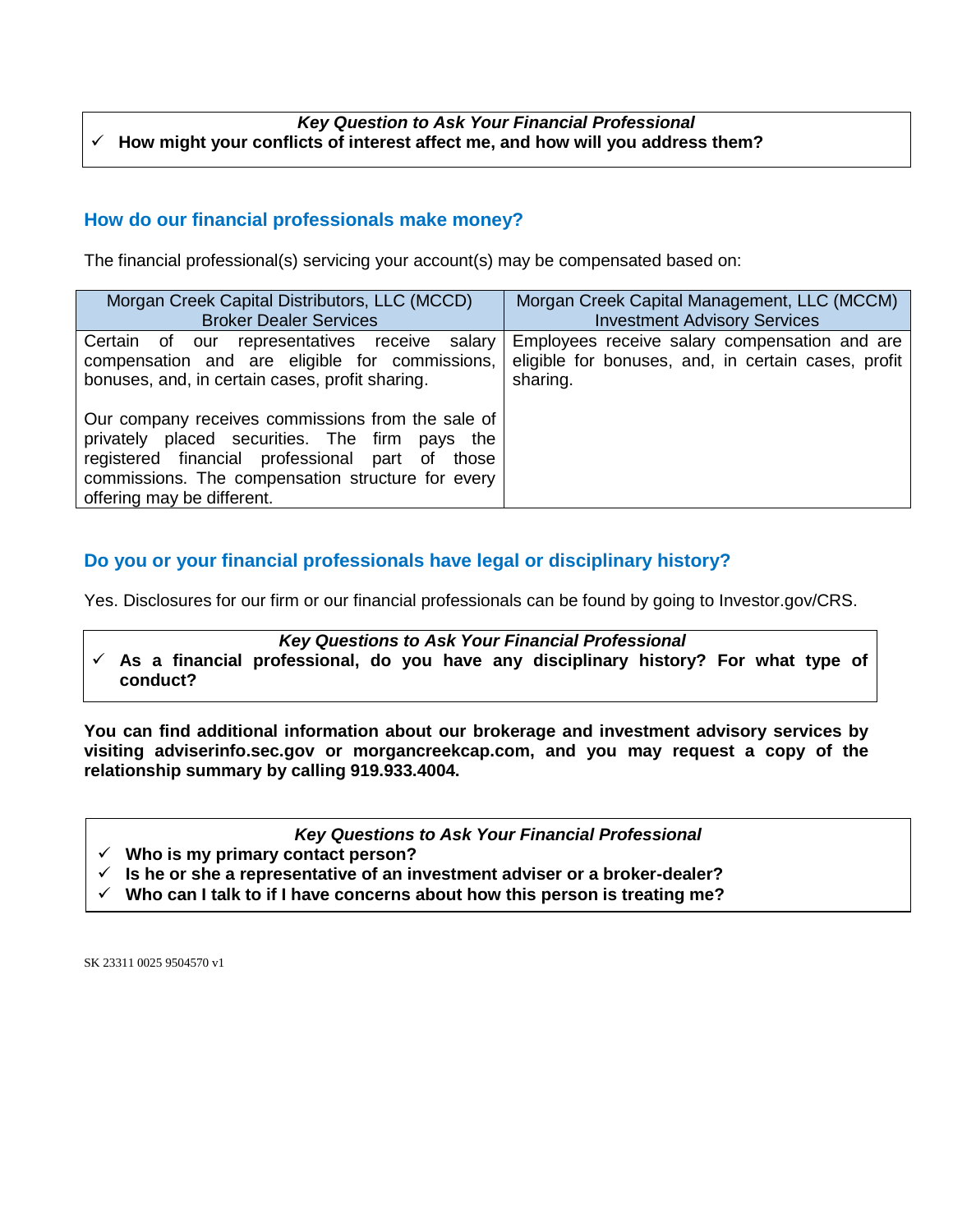> ***Key Question to Ask Your Financial Professional***
>
> ✓ **How might your conflicts of interest affect me, and how will you address them?**

## How do our financial professionals make money?

The financial professional(s) servicing your account(s) may be compensated based on:

| Morgan Creek Capital Distributors, LLC (MCCD) Broker Dealer Services | Morgan Creek Capital Management, LLC (MCCM) Investment Advisory Services |
| --- | --- |
| Certain of our representatives receive salary compensation and are eligible for commissions, bonuses, and, in certain cases, profit sharing.<br><br>Our company receives commissions from the sale of privately placed securities. The firm pays the registered financial professional part of those commissions. The compensation structure for every offering may be different. | Employees receive salary compensation and are eligible for bonuses, and, in certain cases, profit sharing. |

## Do you or your financial professionals have legal or disciplinary history?

Yes. Disclosures for our firm or our financial professionals can be found by going to Investor.gov/CRS.

> ***Key Questions to Ask Your Financial Professional***
>
> ✓ **As a financial professional, do you have any disciplinary history? For what type of conduct?**

**You can find additional information about our brokerage and investment advisory services by visiting adviserinfo.sec.gov or morgancreekcap.com, and you may request a copy of the relationship summary by calling 919.933.4004.**

> ***Key Questions to Ask Your Financial Professional***
>
> ✓ **Who is my primary contact person?**
>
> ✓ **Is he or she a representative of an investment adviser or a broker-dealer?**
>
> ✓ **Who can I talk to if I have concerns about how this person is treating me?**

SK 23311 0025 9504570 v1